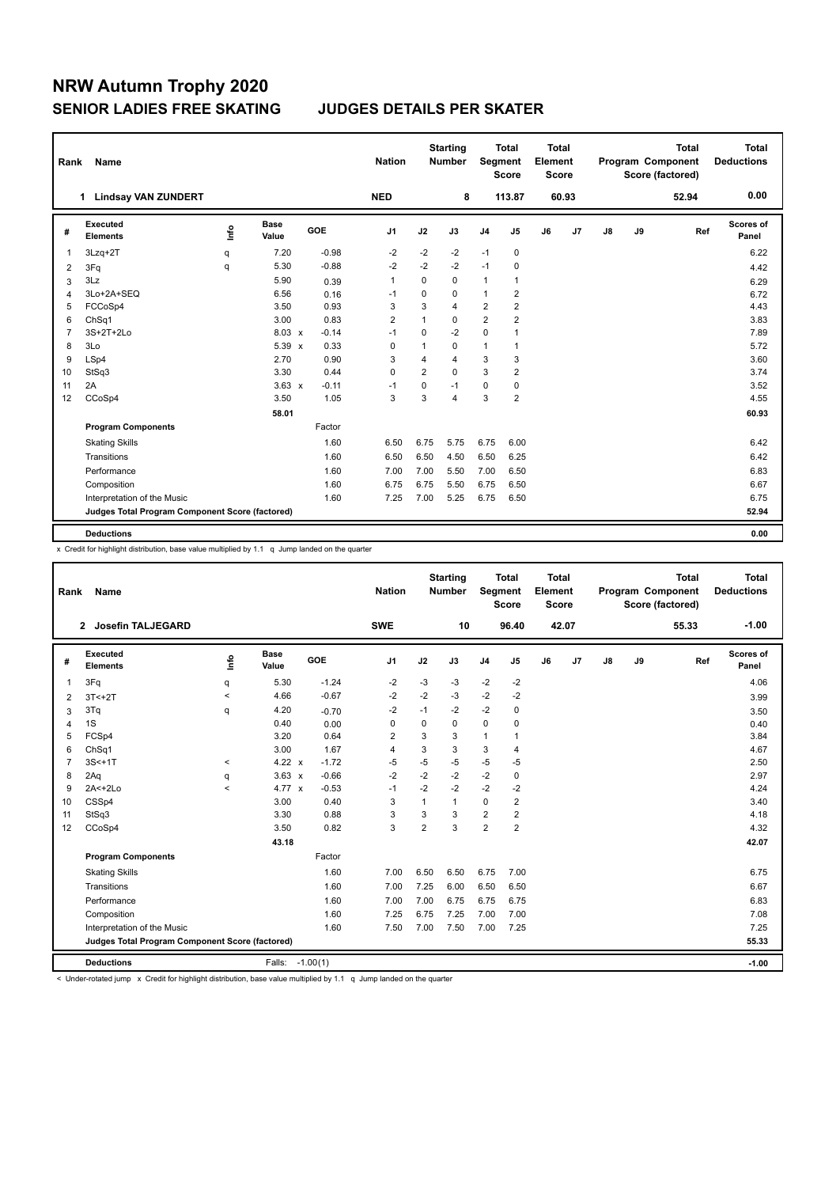# NRW Autumn Trophy 2020

## SENIOR LADIES FREE SKATING JUDGES DETAILS PER SKATER

| Rank | Name | Nation | Starting Number | Total Segment Score | Total Element Score | Total Program Component Score (factored) | Total Deductions |
|---|---|---|---|---|---|---|---|
| 1 | Lindsay VAN ZUNDERT | NED | 8 | 113.87 | 60.93 | 52.94 | 0.00 |

| # | Executed Elements | Info | Base Value | | GOE | J1 | J2 | J3 | J4 | J5 | J6 | J7 | J8 | J9 | Ref | Scores of Panel |
|---|---|---|---|---|---|---|---|---|---|---|---|---|---|---|---|---|
| 1 | 3Lzq+2T | q | 7.20 | | -0.98 | -2 | -2 | -2 | -1 | 0 | | | | | | 6.22 |
| 2 | 3Fq | q | 5.30 | | -0.88 | -2 | -2 | -2 | -1 | 0 | | | | | | 4.42 |
| 3 | 3Lz | | 5.90 | | 0.39 | 1 | 0 | 0 | 1 | 1 | | | | | | 6.29 |
| 4 | 3Lo+2A+SEQ | | 6.56 | | 0.16 | -1 | 0 | 0 | 1 | 2 | | | | | | 6.72 |
| 5 | FCCoSp4 | | 3.50 | | 0.93 | 3 | 3 | 4 | 2 | 2 | | | | | | 4.43 |
| 6 | ChSq1 | | 3.00 | | 0.83 | 2 | 1 | 0 | 2 | 2 | | | | | | 3.83 |
| 7 | 3S+2T+2Lo | | 8.03 | x | -0.14 | -1 | 0 | -2 | 0 | 1 | | | | | | 7.89 |
| 8 | 3Lo | | 5.39 | x | 0.33 | 0 | 1 | 0 | 1 | 1 | | | | | | 5.72 |
| 9 | LSp4 | | 2.70 | | 0.90 | 3 | 4 | 4 | 3 | 3 | | | | | | 3.60 |
| 10 | StSq3 | | 3.30 | | 0.44 | 0 | 2 | 0 | 3 | 2 | | | | | | 3.74 |
| 11 | 2A | | 3.63 | x | -0.11 | -1 | 0 | -1 | 0 | 0 | | | | | | 3.52 |
| 12 | CCoSp4 | | 3.50 | | 1.05 | 3 | 3 | 4 | 3 | 2 | | | | | | 4.55 |
| | | | 58.01 | | | | | | | | | | | | | 60.93 |
| | **Program Components** | | | | Factor | | | | | | | | | | | |
| | Skating Skills | | | | 1.60 | 6.50 | 6.75 | 5.75 | 6.75 | 6.00 | | | | | | 6.42 |
| | Transitions | | | | 1.60 | 6.50 | 6.50 | 4.50 | 6.50 | 6.25 | | | | | | 6.42 |
| | Performance | | | | 1.60 | 7.00 | 7.00 | 5.50 | 7.00 | 6.50 | | | | | | 6.83 |
| | Composition | | | | 1.60 | 6.75 | 6.75 | 5.50 | 6.75 | 6.50 | | | | | | 6.67 |
| | Interpretation of the Music | | | | 1.60 | 7.25 | 7.00 | 5.25 | 6.75 | 6.50 | | | | | | 6.75 |
| | **Judges Total Program Component Score (factored)** | | | | | | | | | | | | | | | 52.94 |
| | **Deductions** | | | | | | | | | | | | | | | 0.00 |

x Credit for highlight distribution, base value multiplied by 1.1 q Jump landed on the quarter

| Rank | Name | Nation | Starting Number | Total Segment Score | Total Element Score | Total Program Component Score (factored) | Total Deductions |
|---|---|---|---|---|---|---|---|
| 2 | Josefin TALJEGARD | SWE | 10 | 96.40 | 42.07 | 55.33 | -1.00 |

| # | Executed Elements | Info | Base Value | | GOE | J1 | J2 | J3 | J4 | J5 | J6 | J7 | J8 | J9 | Ref | Scores of Panel |
|---|---|---|---|---|---|---|---|---|---|---|---|---|---|---|---|---|
| 1 | 3Fq | q | 5.30 | | -1.24 | -2 | -3 | -3 | -2 | -2 | | | | | | 4.06 |
| 2 | 3T<+2T | < | 4.66 | | -0.67 | -2 | -2 | -3 | -2 | -2 | | | | | | 3.99 |
| 3 | 3Tq | q | 4.20 | | -0.70 | -2 | -1 | -2 | -2 | 0 | | | | | | 3.50 |
| 4 | 1S | | 0.40 | | 0.00 | 0 | 0 | 0 | 0 | 0 | | | | | | 0.40 |
| 5 | FCSp4 | | 3.20 | | 0.64 | 2 | 3 | 3 | 1 | 1 | | | | | | 3.84 |
| 6 | ChSq1 | | 3.00 | | 1.67 | 4 | 3 | 3 | 3 | 4 | | | | | | 4.67 |
| 7 | 3S<+1T | < | 4.22 | x | -1.72 | -5 | -5 | -5 | -5 | -5 | | | | | | 2.50 |
| 8 | 2Aq | q | 3.63 | x | -0.66 | -2 | -2 | -2 | -2 | 0 | | | | | | 2.97 |
| 9 | 2A<+2Lo | < | 4.77 | x | -0.53 | -1 | -2 | -2 | -2 | -2 | | | | | | 4.24 |
| 10 | CSSp4 | | 3.00 | | 0.40 | 3 | 1 | 1 | 0 | 2 | | | | | | 3.40 |
| 11 | StSq3 | | 3.30 | | 0.88 | 3 | 3 | 3 | 2 | 2 | | | | | | 4.18 |
| 12 | CCoSp4 | | 3.50 | | 0.82 | 3 | 2 | 3 | 2 | 2 | | | | | | 4.32 |
| | | | 43.18 | | | | | | | | | | | | | 42.07 |
| | **Program Components** | | | | Factor | | | | | | | | | | | |
| | Skating Skills | | | | 1.60 | 7.00 | 6.50 | 6.50 | 6.75 | 7.00 | | | | | | 6.75 |
| | Transitions | | | | 1.60 | 7.00 | 7.25 | 6.00 | 6.50 | 6.50 | | | | | | 6.67 |
| | Performance | | | | 1.60 | 7.00 | 7.00 | 6.75 | 6.75 | 6.75 | | | | | | 6.83 |
| | Composition | | | | 1.60 | 7.25 | 6.75 | 7.25 | 7.00 | 7.00 | | | | | | 7.08 |
| | Interpretation of the Music | | | | 1.60 | 7.50 | 7.00 | 7.50 | 7.00 | 7.25 | | | | | | 7.25 |
| | **Judges Total Program Component Score (factored)** | | | | | | | | | | | | | | | 55.33 |
| | **Deductions** | | Falls: | | -1.00(1) | | | | | | | | | | | -1.00 |

< Under-rotated jump x Credit for highlight distribution, base value multiplied by 1.1 q Jump landed on the quarter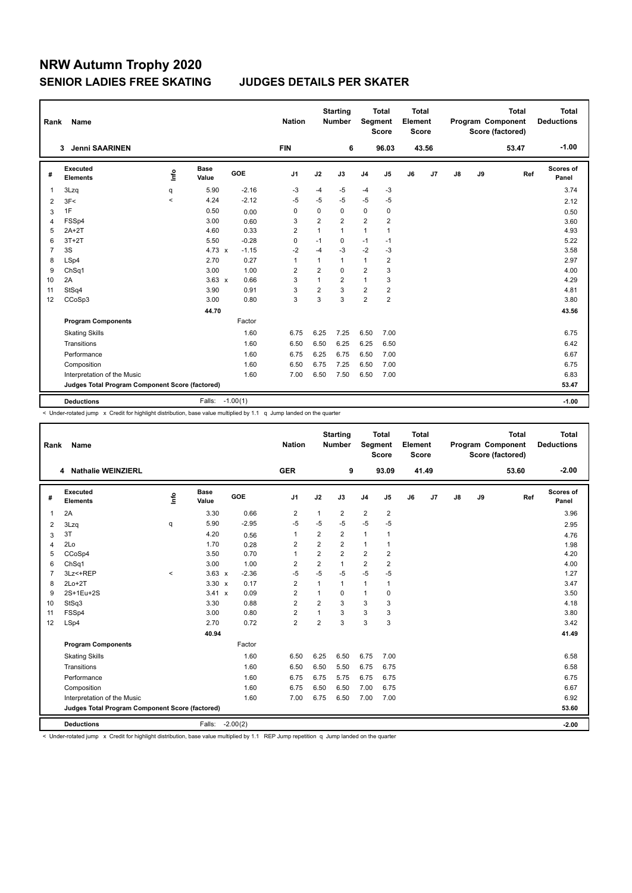# NRW Autumn Trophy 2020

## SENIOR LADIES FREE SKATING — JUDGES DETAILS PER SKATER

| Rank | Name | Nation | Starting Number | Total Segment Score | Total Element Score | Total Program Component Score (factored) | Total Deductions |
|---|---|---|---|---|---|---|---|
| 3 | Jenni SAARINEN | FIN | 6 | 96.03 | 43.56 | 53.47 | -1.00 |

| # | Executed Elements | Info | Base Value | | GOE | J1 | J2 | J3 | J4 | J5 | J6 | J7 | J8 | J9 | Ref | Scores of Panel |
|---|---|---|---|---|---|---|---|---|---|---|---|---|---|---|---|---|
| 1 | 3Lzq | q | 5.90 | | -2.16 | -3 | -4 | -5 | -4 | -3 | | | | | | 3.74 |
| 2 | 3F< | < | 4.24 | | -2.12 | -5 | -5 | -5 | -5 | -5 | | | | | | 2.12 |
| 3 | 1F | | 0.50 | | 0.00 | 0 | 0 | 0 | 0 | 0 | | | | | | 0.50 |
| 4 | FSSp4 | | 3.00 | | 0.60 | 3 | 2 | 2 | 2 | 2 | | | | | | 3.60 |
| 5 | 2A+2T | | 4.60 | | 0.33 | 2 | 1 | 1 | 1 | 1 | | | | | | 4.93 |
| 6 | 3T+2T | | 5.50 | | -0.28 | 0 | -1 | 0 | -1 | -1 | | | | | | 5.22 |
| 7 | 3S | | 4.73 | x | -1.15 | -2 | -4 | -3 | -2 | -3 | | | | | | 3.58 |
| 8 | LSp4 | | 2.70 | | 0.27 | 1 | 1 | 1 | 1 | 2 | | | | | | 2.97 |
| 9 | ChSq1 | | 3.00 | | 1.00 | 2 | 2 | 0 | 2 | 3 | | | | | | 4.00 |
| 10 | 2A | | 3.63 | x | 0.66 | 3 | 1 | 2 | 1 | 3 | | | | | | 4.29 |
| 11 | StSq4 | | 3.90 | | 0.91 | 3 | 2 | 3 | 2 | 2 | | | | | | 4.81 |
| 12 | CCoSp3 | | 3.00 | | 0.80 | 3 | 3 | 3 | 2 | 2 | | | | | | 3.80 |
| | | | 44.70 | | | | | | | | | | | | | 43.56 |

| Program Components | Factor | J1 | J2 | J3 | J4 | J5 | J6 | J7 | J8 | J9 | Scores of Panel |
|---|---|---|---|---|---|---|---|---|---|---|---|
| Skating Skills | 1.60 | 6.75 | 6.25 | 7.25 | 6.50 | 7.00 | | | | | 6.75 |
| Transitions | 1.60 | 6.50 | 6.50 | 6.25 | 6.25 | 6.50 | | | | | 6.42 |
| Performance | 1.60 | 6.75 | 6.25 | 6.75 | 6.50 | 7.00 | | | | | 6.67 |
| Composition | 1.60 | 6.50 | 6.75 | 7.25 | 6.50 | 7.00 | | | | | 6.75 |
| Interpretation of the Music | 1.60 | 7.00 | 6.50 | 7.50 | 6.50 | 7.00 | | | | | 6.83 |
| Judges Total Program Component Score (factored) | | | | | | | | | | | 53.47 |

| Deductions | Falls: | -1.00(1) | -1.00 |
|---|---|---|---|

< Under-rotated jump x Credit for highlight distribution, base value multiplied by 1.1 q Jump landed on the quarter

| Rank | Name | Nation | Starting Number | Total Segment Score | Total Element Score | Total Program Component Score (factored) | Total Deductions |
|---|---|---|---|---|---|---|---|
| 4 | Nathalie WEINZIERL | GER | 9 | 93.09 | 41.49 | 53.60 | -2.00 |

| # | Executed Elements | Info | Base Value | | GOE | J1 | J2 | J3 | J4 | J5 | J6 | J7 | J8 | J9 | Ref | Scores of Panel |
|---|---|---|---|---|---|---|---|---|---|---|---|---|---|---|---|---|
| 1 | 2A | | 3.30 | | 0.66 | 2 | 1 | 2 | 2 | 2 | | | | | | 3.96 |
| 2 | 3Lzq | q | 5.90 | | -2.95 | -5 | -5 | -5 | -5 | -5 | | | | | | 2.95 |
| 3 | 3T | | 4.20 | | 0.56 | 1 | 2 | 2 | 1 | 1 | | | | | | 4.76 |
| 4 | 2Lo | | 1.70 | | 0.28 | 2 | 2 | 2 | 1 | 1 | | | | | | 1.98 |
| 5 | CCoSp4 | | 3.50 | | 0.70 | 1 | 2 | 2 | 2 | 2 | | | | | | 4.20 |
| 6 | ChSq1 | | 3.00 | | 1.00 | 2 | 2 | 1 | 2 | 2 | | | | | | 4.00 |
| 7 | 3Lz<+REP | < | 3.63 | x | -2.36 | -5 | -5 | -5 | -5 | -5 | | | | | | 1.27 |
| 8 | 2Lo+2T | | 3.30 | x | 0.17 | 2 | 1 | 1 | 1 | 1 | | | | | | 3.47 |
| 9 | 2S+1Eu+2S | | 3.41 | x | 0.09 | 2 | 1 | 0 | 1 | 0 | | | | | | 3.50 |
| 10 | StSq3 | | 3.30 | | 0.88 | 2 | 2 | 3 | 3 | 3 | | | | | | 4.18 |
| 11 | FSSp4 | | 3.00 | | 0.80 | 2 | 1 | 3 | 3 | 3 | | | | | | 3.80 |
| 12 | LSp4 | | 2.70 | | 0.72 | 2 | 2 | 3 | 3 | 3 | | | | | | 3.42 |
| | | | 40.94 | | | | | | | | | | | | | 41.49 |

| Program Components | Factor | J1 | J2 | J3 | J4 | J5 | J6 | J7 | J8 | J9 | Scores of Panel |
|---|---|---|---|---|---|---|---|---|---|---|---|
| Skating Skills | 1.60 | 6.50 | 6.25 | 6.50 | 6.75 | 7.00 | | | | | 6.58 |
| Transitions | 1.60 | 6.50 | 6.50 | 5.50 | 6.75 | 6.75 | | | | | 6.58 |
| Performance | 1.60 | 6.75 | 6.75 | 5.75 | 6.75 | 6.75 | | | | | 6.75 |
| Composition | 1.60 | 6.75 | 6.50 | 6.50 | 7.00 | 6.75 | | | | | 6.67 |
| Interpretation of the Music | 1.60 | 7.00 | 6.75 | 6.50 | 7.00 | 7.00 | | | | | 6.92 |
| Judges Total Program Component Score (factored) | | | | | | | | | | | 53.60 |

| Deductions | Falls: | -2.00(2) | -2.00 |
|---|---|---|---|

< Under-rotated jump x Credit for highlight distribution, base value multiplied by 1.1 REP Jump repetition q Jump landed on the quarter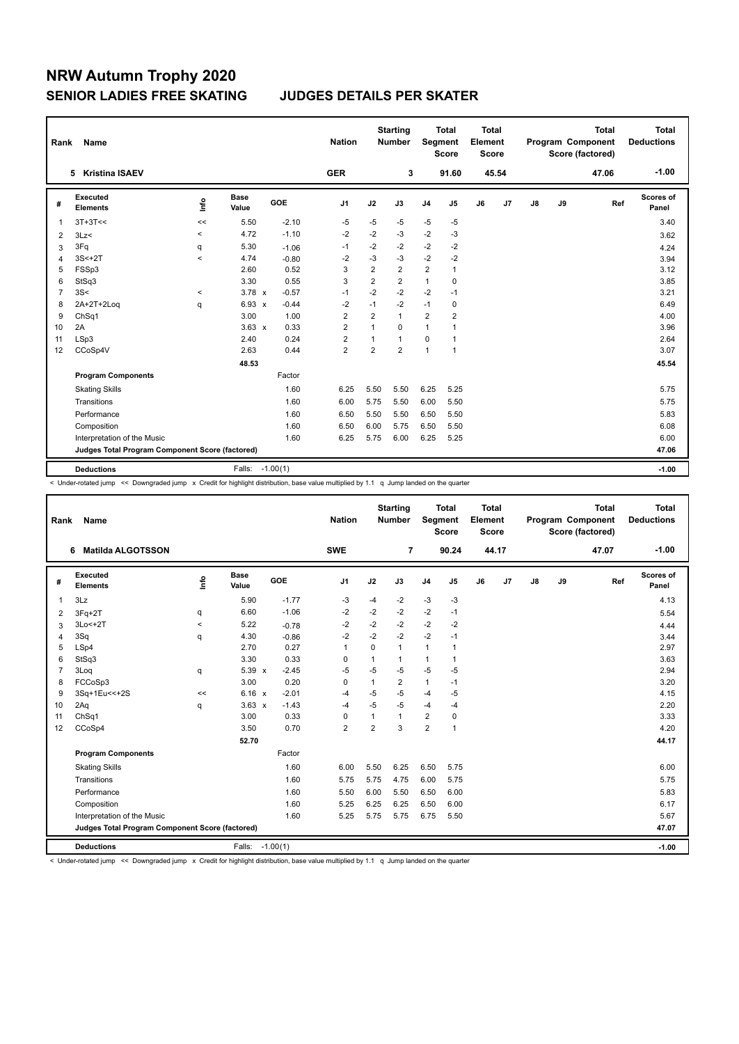# NRW Autumn Trophy 2020

## SENIOR LADIES FREE SKATING — JUDGES DETAILS PER SKATER

| Rank | Name | Nation | Starting Number | Total Segment Score | Total Element Score | Total Program Component Score (factored) | Total Deductions |
|---|---|---|---|---|---|---|---|
| 5 | Kristina ISAEV | GER | 3 | 91.60 | 45.54 | 47.06 | -1.00 |

| # | Executed Elements | Info | Base Value | | GOE | J1 | J2 | J3 | J4 | J5 | J6 | J7 | J8 | J9 | Ref | Scores of Panel |
|---|---|---|---|---|---|---|---|---|---|---|---|---|---|---|---|---|
| 1 | 3T+3T<< | << | 5.50 | | -2.10 | -5 | -5 | -5 | -5 | -5 | | | | | | 3.40 |
| 2 | 3Lz< | < | 4.72 | | -1.10 | -2 | -2 | -3 | -2 | -3 | | | | | | 3.62 |
| 3 | 3Fq | q | 5.30 | | -1.06 | -1 | -2 | -2 | -2 | -2 | | | | | | 4.24 |
| 4 | 3S<+2T | < | 4.74 | | -0.80 | -2 | -3 | -3 | -2 | -2 | | | | | | 3.94 |
| 5 | FSSp3 | | 2.60 | | 0.52 | 3 | 2 | 2 | 2 | 1 | | | | | | 3.12 |
| 6 | StSq3 | | 3.30 | | 0.55 | 3 | 2 | 2 | 1 | 0 | | | | | | 3.85 |
| 7 | 3S< | < | 3.78 | x | -0.57 | -1 | -2 | -2 | -2 | -1 | | | | | | 3.21 |
| 8 | 2A+2T+2Loq | q | 6.93 | x | -0.44 | -2 | -1 | -2 | -1 | 0 | | | | | | 6.49 |
| 9 | ChSq1 | | 3.00 | | 1.00 | 2 | 2 | 1 | 2 | 2 | | | | | | 4.00 |
| 10 | 2A | | 3.63 | x | 0.33 | 2 | 1 | 0 | 1 | 1 | | | | | | 3.96 |
| 11 | LSp3 | | 2.40 | | 0.24 | 2 | 1 | 1 | 0 | 1 | | | | | | 2.64 |
| 12 | CCoSp4V | | 2.63 | | 0.44 | 2 | 2 | 2 | 1 | 1 | | | | | | 3.07 |
| | | | 48.53 | | | | | | | | | | | | | 45.54 |
| | **Program Components** | | | | Factor | | | | | | | | | | | |
| | Skating Skills | | | | 1.60 | 6.25 | 5.50 | 5.50 | 6.25 | 5.25 | | | | | | 5.75 |
| | Transitions | | | | 1.60 | 6.00 | 5.75 | 5.50 | 6.00 | 5.50 | | | | | | 5.75 |
| | Performance | | | | 1.60 | 6.50 | 5.50 | 5.50 | 6.50 | 5.50 | | | | | | 5.83 |
| | Composition | | | | 1.60 | 6.50 | 6.00 | 5.75 | 6.50 | 5.50 | | | | | | 6.08 |
| | Interpretation of the Music | | | | 1.60 | 6.25 | 5.75 | 6.00 | 6.25 | 5.25 | | | | | | 6.00 |
| | **Judges Total Program Component Score (factored)** | | | | | | | | | | | | | | | 47.06 |
| | **Deductions** | | Falls: | | -1.00(1) | | | | | | | | | | | -1.00 |

< Under-rotated jump << Downgraded jump x Credit for highlight distribution, base value multiplied by 1.1 q Jump landed on the quarter

| Rank | Name | Nation | Starting Number | Total Segment Score | Total Element Score | Total Program Component Score (factored) | Total Deductions |
|---|---|---|---|---|---|---|---|
| 6 | Matilda ALGOTSSON | SWE | 7 | 90.24 | 44.17 | 47.07 | -1.00 |

| # | Executed Elements | Info | Base Value | | GOE | J1 | J2 | J3 | J4 | J5 | J6 | J7 | J8 | J9 | Ref | Scores of Panel |
|---|---|---|---|---|---|---|---|---|---|---|---|---|---|---|---|---|
| 1 | 3Lz | | 5.90 | | -1.77 | -3 | -4 | -2 | -3 | -3 | | | | | | 4.13 |
| 2 | 3Fq+2T | q | 6.60 | | -1.06 | -2 | -2 | -2 | -2 | -1 | | | | | | 5.54 |
| 3 | 3Lo<+2T | < | 5.22 | | -0.78 | -2 | -2 | -2 | -2 | -2 | | | | | | 4.44 |
| 4 | 3Sq | q | 4.30 | | -0.86 | -2 | -2 | -2 | -2 | -1 | | | | | | 3.44 |
| 5 | LSp4 | | 2.70 | | 0.27 | 1 | 0 | 1 | 1 | 1 | | | | | | 2.97 |
| 6 | StSq3 | | 3.30 | | 0.33 | 0 | 1 | 1 | 1 | 1 | | | | | | 3.63 |
| 7 | 3Loq | q | 5.39 | x | -2.45 | -5 | -5 | -5 | -5 | -5 | | | | | | 2.94 |
| 8 | FCCoSp3 | | 3.00 | | 0.20 | 0 | 1 | 2 | 1 | -1 | | | | | | 3.20 |
| 9 | 3Sq+1Eu<<+2S | << | 6.16 | x | -2.01 | -4 | -5 | -5 | -4 | -5 | | | | | | 4.15 |
| 10 | 2Aq | q | 3.63 | x | -1.43 | -4 | -5 | -5 | -4 | -4 | | | | | | 2.20 |
| 11 | ChSq1 | | 3.00 | | 0.33 | 0 | 1 | 1 | 2 | 0 | | | | | | 3.33 |
| 12 | CCoSp4 | | 3.50 | | 0.70 | 2 | 2 | 3 | 2 | 1 | | | | | | 4.20 |
| | | | 52.70 | | | | | | | | | | | | | 44.17 |
| | **Program Components** | | | | Factor | | | | | | | | | | | |
| | Skating Skills | | | | 1.60 | 6.00 | 5.50 | 6.25 | 6.50 | 5.75 | | | | | | 6.00 |
| | Transitions | | | | 1.60 | 5.75 | 5.75 | 4.75 | 6.00 | 5.75 | | | | | | 5.75 |
| | Performance | | | | 1.60 | 5.50 | 6.00 | 5.50 | 6.50 | 6.00 | | | | | | 5.83 |
| | Composition | | | | 1.60 | 5.25 | 6.25 | 6.25 | 6.50 | 6.00 | | | | | | 6.17 |
| | Interpretation of the Music | | | | 1.60 | 5.25 | 5.75 | 5.75 | 6.75 | 5.50 | | | | | | 5.67 |
| | **Judges Total Program Component Score (factored)** | | | | | | | | | | | | | | | 47.07 |
| | **Deductions** | | Falls: | | -1.00(1) | | | | | | | | | | | -1.00 |

< Under-rotated jump << Downgraded jump x Credit for highlight distribution, base value multiplied by 1.1 q Jump landed on the quarter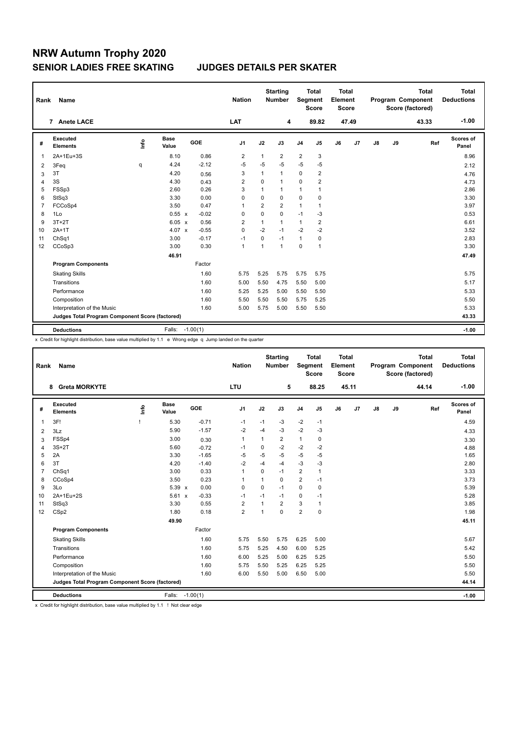# NRW Autumn Trophy 2020

## SENIOR LADIES FREE SKATING JUDGES DETAILS PER SKATER

| Rank | Name | Nation | Starting Number | Total Segment Score | Total Element Score | Total Program Component Score (factored) | Total Deductions |
|---|---|---|---|---|---|---|---|
| 7 | Anete LACE | LAT | 4 | 89.82 | 47.49 | 43.33 | -1.00 |

| # | Executed Elements | Info | Base Value | | GOE | J1 | J2 | J3 | J4 | J5 | J6 | J7 | J8 | J9 | Ref | Scores of Panel |
|---|---|---|---|---|---|---|---|---|---|---|---|---|---|---|---|---|
| 1 | 2A+1Eu+3S | | 8.10 | | 0.86 | 2 | 1 | 2 | 2 | 3 | | | | | | 8.96 |
| 2 | 3Feq | q | 4.24 | | -2.12 | -5 | -5 | -5 | -5 | -5 | | | | | | 2.12 |
| 3 | 3T | | 4.20 | | 0.56 | 3 | 1 | 1 | 0 | 2 | | | | | | 4.76 |
| 4 | 3S | | 4.30 | | 0.43 | 2 | 0 | 1 | 0 | 2 | | | | | | 4.73 |
| 5 | FSSp3 | | 2.60 | | 0.26 | 3 | 1 | 1 | 1 | 1 | | | | | | 2.86 |
| 6 | StSq3 | | 3.30 | | 0.00 | 0 | 0 | 0 | 0 | 0 | | | | | | 3.30 |
| 7 | FCCoSp4 | | 3.50 | | 0.47 | 1 | 2 | 2 | 1 | 1 | | | | | | 3.97 |
| 8 | 1Lo | | 0.55 | x | -0.02 | 0 | 0 | 0 | -1 | -3 | | | | | | 0.53 |
| 9 | 3T+2T | | 6.05 | x | 0.56 | 2 | 1 | 1 | 1 | 2 | | | | | | 6.61 |
| 10 | 2A+1T | | 4.07 | x | -0.55 | 0 | -2 | -1 | -2 | -2 | | | | | | 3.52 |
| 11 | ChSq1 | | 3.00 | | -0.17 | -1 | 0 | -1 | 1 | 0 | | | | | | 2.83 |
| 12 | CCoSp3 | | 3.00 | | 0.30 | 1 | 1 | 1 | 0 | 1 | | | | | | 3.30 |
| | | | 46.91 | | | | | | | | | | | | | 47.49 |
| | **Program Components** | | | | Factor | | | | | | | | | | | |
| | Skating Skills | | | | 1.60 | 5.75 | 5.25 | 5.75 | 5.75 | 5.75 | | | | | | 5.75 |
| | Transitions | | | | 1.60 | 5.00 | 5.50 | 4.75 | 5.50 | 5.00 | | | | | | 5.17 |
| | Performance | | | | 1.60 | 5.25 | 5.25 | 5.00 | 5.50 | 5.50 | | | | | | 5.33 |
| | Composition | | | | 1.60 | 5.50 | 5.50 | 5.50 | 5.75 | 5.25 | | | | | | 5.50 |
| | Interpretation of the Music | | | | 1.60 | 5.00 | 5.75 | 5.00 | 5.50 | 5.50 | | | | | | 5.33 |
| | **Judges Total Program Component Score (factored)** | | | | | | | | | | | | | | | 43.33 |
| | **Deductions** | | Falls: | | -1.00(1) | | | | | | | | | | | -1.00 |

x Credit for highlight distribution, base value multiplied by 1.1 e Wrong edge q Jump landed on the quarter

| Rank | Name | Nation | Starting Number | Total Segment Score | Total Element Score | Total Program Component Score (factored) | Total Deductions |
|---|---|---|---|---|---|---|---|
| 8 | Greta MORKYTE | LTU | 5 | 88.25 | 45.11 | 44.14 | -1.00 |

| # | Executed Elements | Info | Base Value | | GOE | J1 | J2 | J3 | J4 | J5 | J6 | J7 | J8 | J9 | Ref | Scores of Panel |
|---|---|---|---|---|---|---|---|---|---|---|---|---|---|---|---|---|
| 1 | 3F! | ! | 5.30 | | -0.71 | -1 | -1 | -3 | -2 | -1 | | | | | | 4.59 |
| 2 | 3Lz | | 5.90 | | -1.57 | -2 | -4 | -3 | -2 | -3 | | | | | | 4.33 |
| 3 | FSSp4 | | 3.00 | | 0.30 | 1 | 1 | 2 | 1 | 0 | | | | | | 3.30 |
| 4 | 3S+2T | | 5.60 | | -0.72 | -1 | 0 | -2 | -2 | -2 | | | | | | 4.88 |
| 5 | 2A | | 3.30 | | -1.65 | -5 | -5 | -5 | -5 | -5 | | | | | | 1.65 |
| 6 | 3T | | 4.20 | | -1.40 | -2 | -4 | -4 | -3 | -3 | | | | | | 2.80 |
| 7 | ChSq1 | | 3.00 | | 0.33 | 1 | 0 | -1 | 2 | 1 | | | | | | 3.33 |
| 8 | CCoSp4 | | 3.50 | | 0.23 | 1 | 1 | 0 | 2 | -1 | | | | | | 3.73 |
| 9 | 3Lo | | 5.39 | x | 0.00 | 0 | 0 | -1 | 0 | 0 | | | | | | 5.39 |
| 10 | 2A+1Eu+2S | | 5.61 | x | -0.33 | -1 | -1 | -1 | 0 | -1 | | | | | | 5.28 |
| 11 | StSq3 | | 3.30 | | 0.55 | 2 | 1 | 2 | 3 | 1 | | | | | | 3.85 |
| 12 | CSp2 | | 1.80 | | 0.18 | 2 | 1 | 0 | 2 | 0 | | | | | | 1.98 |
| | | | 49.90 | | | | | | | | | | | | | 45.11 |
| | **Program Components** | | | | Factor | | | | | | | | | | | |
| | Skating Skills | | | | 1.60 | 5.75 | 5.50 | 5.75 | 6.25 | 5.00 | | | | | | 5.67 |
| | Transitions | | | | 1.60 | 5.75 | 5.25 | 4.50 | 6.00 | 5.25 | | | | | | 5.42 |
| | Performance | | | | 1.60 | 6.00 | 5.25 | 5.00 | 6.25 | 5.25 | | | | | | 5.50 |
| | Composition | | | | 1.60 | 5.75 | 5.50 | 5.25 | 6.25 | 5.25 | | | | | | 5.50 |
| | Interpretation of the Music | | | | 1.60 | 6.00 | 5.50 | 5.00 | 6.50 | 5.00 | | | | | | 5.50 |
| | **Judges Total Program Component Score (factored)** | | | | | | | | | | | | | | | 44.14 |
| | **Deductions** | | Falls: | | -1.00(1) | | | | | | | | | | | -1.00 |

x Credit for highlight distribution, base value multiplied by 1.1 ! Not clear edge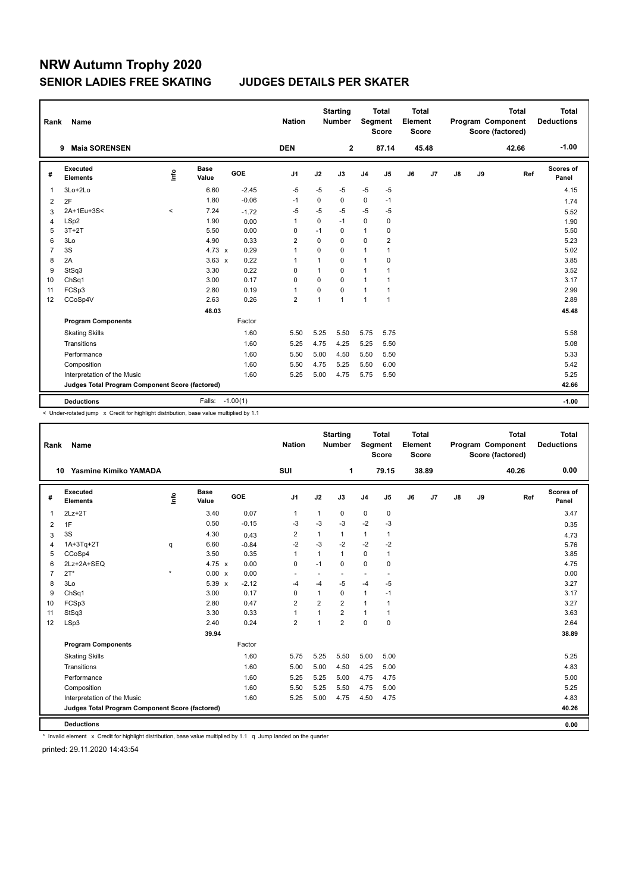# NRW Autumn Trophy 2020

## SENIOR LADIES FREE SKATING    JUDGES DETAILS PER SKATER

| Rank | Name | Nation | Starting Number | Total Segment Score | Total Element Score | Total Program Component Score (factored) | Total Deductions |
|---|---|---|---|---|---|---|---|
| 9 | Maia SORENSEN | DEN | 2 | 87.14 | 45.48 | 42.66 | -1.00 |

| # | Executed Elements | Info | Base Value | | GOE | J1 | J2 | J3 | J4 | J5 | J6 | J7 | J8 | J9 | Ref | Scores of Panel |
|---|---|---|---|---|---|---|---|---|---|---|---|---|---|---|---|---|
| 1 | 3Lo+2Lo | | 6.60 | | -2.45 | -5 | -5 | -5 | -5 | -5 | | | | | | 4.15 |
| 2 | 2F | | 1.80 | | -0.06 | -1 | 0 | 0 | 0 | -1 | | | | | | 1.74 |
| 3 | 2A+1Eu+3S< | < | 7.24 | | -1.72 | -5 | -5 | -5 | -5 | -5 | | | | | | 5.52 |
| 4 | LSp2 | | 1.90 | | 0.00 | 1 | 0 | -1 | 0 | 0 | | | | | | 1.90 |
| 5 | 3T+2T | | 5.50 | | 0.00 | 0 | -1 | 0 | 1 | 0 | | | | | | 5.50 |
| 6 | 3Lo | | 4.90 | | 0.33 | 2 | 0 | 0 | 0 | 2 | | | | | | 5.23 |
| 7 | 3S | | 4.73 | x | 0.29 | 1 | 0 | 0 | 1 | 1 | | | | | | 5.02 |
| 8 | 2A | | 3.63 | x | 0.22 | 1 | 1 | 0 | 1 | 0 | | | | | | 3.85 |
| 9 | StSq3 | | 3.30 | | 0.22 | 0 | 1 | 0 | 1 | 1 | | | | | | 3.52 |
| 10 | ChSq1 | | 3.00 | | 0.17 | 0 | 0 | 0 | 1 | 1 | | | | | | 3.17 |
| 11 | FCSp3 | | 2.80 | | 0.19 | 1 | 0 | 0 | 1 | 1 | | | | | | 2.99 |
| 12 | CCoSp4V | | 2.63 | | 0.26 | 2 | 1 | 1 | 1 | 1 | | | | | | 2.89 |
| | | | 48.03 | | | | | | | | | | | | | 45.48 |
| | **Program Components** | | | | Factor | | | | | | | | | | | |
| | Skating Skills | | | | 1.60 | 5.50 | 5.25 | 5.50 | 5.75 | 5.75 | | | | | | 5.58 |
| | Transitions | | | | 1.60 | 5.25 | 4.75 | 4.25 | 5.25 | 5.50 | | | | | | 5.08 |
| | Performance | | | | 1.60 | 5.50 | 5.00 | 4.50 | 5.50 | 5.50 | | | | | | 5.33 |
| | Composition | | | | 1.60 | 5.50 | 4.75 | 5.25 | 5.50 | 6.00 | | | | | | 5.42 |
| | Interpretation of the Music | | | | 1.60 | 5.25 | 5.00 | 4.75 | 5.75 | 5.50 | | | | | | 5.25 |
| | **Judges Total Program Component Score (factored)** | | | | | | | | | | | | | | | 42.66 |
| | **Deductions** | | Falls: | | -1.00(1) | | | | | | | | | | | -1.00 |

< Under-rotated jump x Credit for highlight distribution, base value multiplied by 1.1

| Rank | Name | Nation | Starting Number | Total Segment Score | Total Element Score | Total Program Component Score (factored) | Total Deductions |
|---|---|---|---|---|---|---|---|
| 10 | Yasmine Kimiko YAMADA | SUI | 1 | 79.15 | 38.89 | 40.26 | 0.00 |

| # | Executed Elements | Info | Base Value | | GOE | J1 | J2 | J3 | J4 | J5 | J6 | J7 | J8 | J9 | Ref | Scores of Panel |
|---|---|---|---|---|---|---|---|---|---|---|---|---|---|---|---|---|
| 1 | 2Lz+2T | | 3.40 | | 0.07 | 1 | 1 | 0 | 0 | 0 | | | | | | 3.47 |
| 2 | 1F | | 0.50 | | -0.15 | -3 | -3 | -3 | -2 | -3 | | | | | | 0.35 |
| 3 | 3S | | 4.30 | | 0.43 | 2 | 1 | 1 | 1 | 1 | | | | | | 4.73 |
| 4 | 1A+3Tq+2T | q | 6.60 | | -0.84 | -2 | -3 | -2 | -2 | -2 | | | | | | 5.76 |
| 5 | CCoSp4 | | 3.50 | | 0.35 | 1 | 1 | 1 | 0 | 1 | | | | | | 3.85 |
| 6 | 2Lz+2A+SEQ | | 4.75 | x | 0.00 | 0 | -1 | 0 | 0 | 0 | | | | | | 4.75 |
| 7 | 2T* | * | 0.00 | x | 0.00 | - | - | - | - | - | | | | | | 0.00 |
| 8 | 3Lo | | 5.39 | x | -2.12 | -4 | -4 | -5 | -4 | -5 | | | | | | 3.27 |
| 9 | ChSq1 | | 3.00 | | 0.17 | 0 | 1 | 0 | 1 | -1 | | | | | | 3.17 |
| 10 | FCSp3 | | 2.80 | | 0.47 | 2 | 2 | 2 | 1 | 1 | | | | | | 3.27 |
| 11 | StSq3 | | 3.30 | | 0.33 | 1 | 1 | 2 | 1 | 1 | | | | | | 3.63 |
| 12 | LSp3 | | 2.40 | | 0.24 | 2 | 1 | 2 | 0 | 0 | | | | | | 2.64 |
| | | | 39.94 | | | | | | | | | | | | | 38.89 |
| | **Program Components** | | | | Factor | | | | | | | | | | | |
| | Skating Skills | | | | 1.60 | 5.75 | 5.25 | 5.50 | 5.00 | 5.00 | | | | | | 5.25 |
| | Transitions | | | | 1.60 | 5.00 | 5.00 | 4.50 | 4.25 | 5.00 | | | | | | 4.83 |
| | Performance | | | | 1.60 | 5.25 | 5.25 | 5.00 | 4.75 | 4.75 | | | | | | 5.00 |
| | Composition | | | | 1.60 | 5.50 | 5.25 | 5.50 | 4.75 | 5.00 | | | | | | 5.25 |
| | Interpretation of the Music | | | | 1.60 | 5.25 | 5.00 | 4.75 | 4.50 | 4.75 | | | | | | 4.83 |
| | **Judges Total Program Component Score (factored)** | | | | | | | | | | | | | | | 40.26 |
| | **Deductions** | | | | | | | | | | | | | | | 0.00 |

* Invalid element x Credit for highlight distribution, base value multiplied by 1.1 q Jump landed on the quarter

printed: 29.11.2020 14:43:54